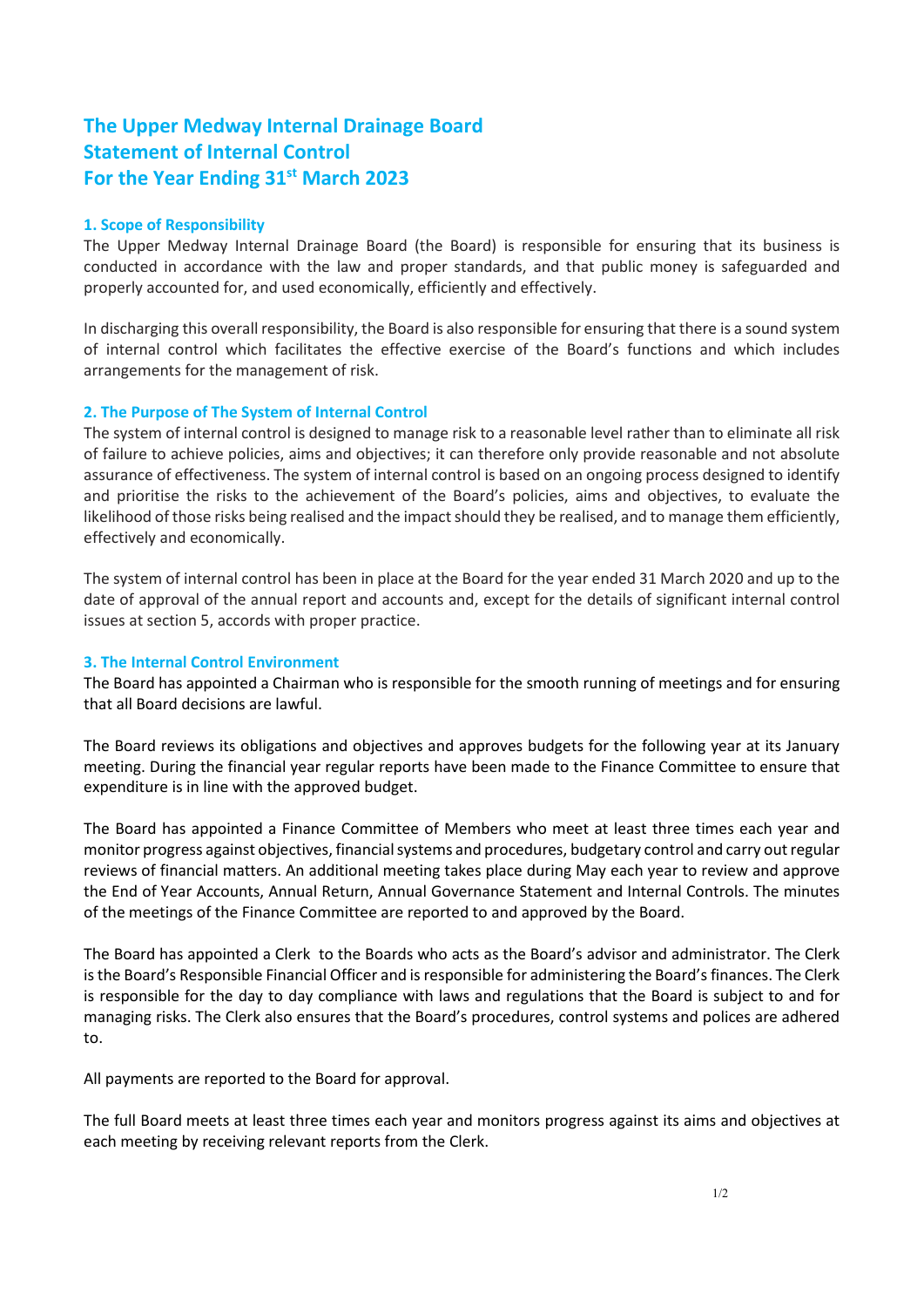# The Upper Medway Internal Drainage Board
# Statement of Internal Control
# For the Year Ending 31st March 2023

## 1. Scope of Responsibility

The Upper Medway Internal Drainage Board (the Board) is responsible for ensuring that its business is conducted in accordance with the law and proper standards, and that public money is safeguarded and properly accounted for, and used economically, efficiently and effectively.

In discharging this overall responsibility, the Board is also responsible for ensuring that there is a sound system of internal control which facilitates the effective exercise of the Board's functions and which includes arrangements for the management of risk.

## 2. The Purpose of The System of Internal Control

The system of internal control is designed to manage risk to a reasonable level rather than to eliminate all risk of failure to achieve policies, aims and objectives; it can therefore only provide reasonable and not absolute assurance of effectiveness. The system of internal control is based on an ongoing process designed to identify and prioritise the risks to the achievement of the Board's policies, aims and objectives, to evaluate the likelihood of those risks being realised and the impact should they be realised, and to manage them efficiently, effectively and economically.

The system of internal control has been in place at the Board for the year ended 31 March 2020 and up to the date of approval of the annual report and accounts and, except for the details of significant internal control issues at section 5, accords with proper practice.

## 3. The Internal Control Environment

The Board has appointed a Chairman who is responsible for the smooth running of meetings and for ensuring that all Board decisions are lawful.

The Board reviews its obligations and objectives and approves budgets for the following year at its January meeting. During the financial year regular reports have been made to the Finance Committee to ensure that expenditure is in line with the approved budget.

The Board has appointed a Finance Committee of Members who meet at least three times each year and monitor progress against objectives, financial systems and procedures, budgetary control and carry out regular reviews of financial matters. An additional meeting takes place during May each year to review and approve the End of Year Accounts, Annual Return, Annual Governance Statement and Internal Controls. The minutes of the meetings of the Finance Committee are reported to and approved by the Board.

The Board has appointed a Clerk to the Boards who acts as the Board's advisor and administrator. The Clerk is the Board's Responsible Financial Officer and is responsible for administering the Board's finances. The Clerk is responsible for the day to day compliance with laws and regulations that the Board is subject to and for managing risks. The Clerk also ensures that the Board's procedures, control systems and polices are adhered to.

All payments are reported to the Board for approval.

The full Board meets at least three times each year and monitors progress against its aims and objectives at each meeting by receiving relevant reports from the Clerk.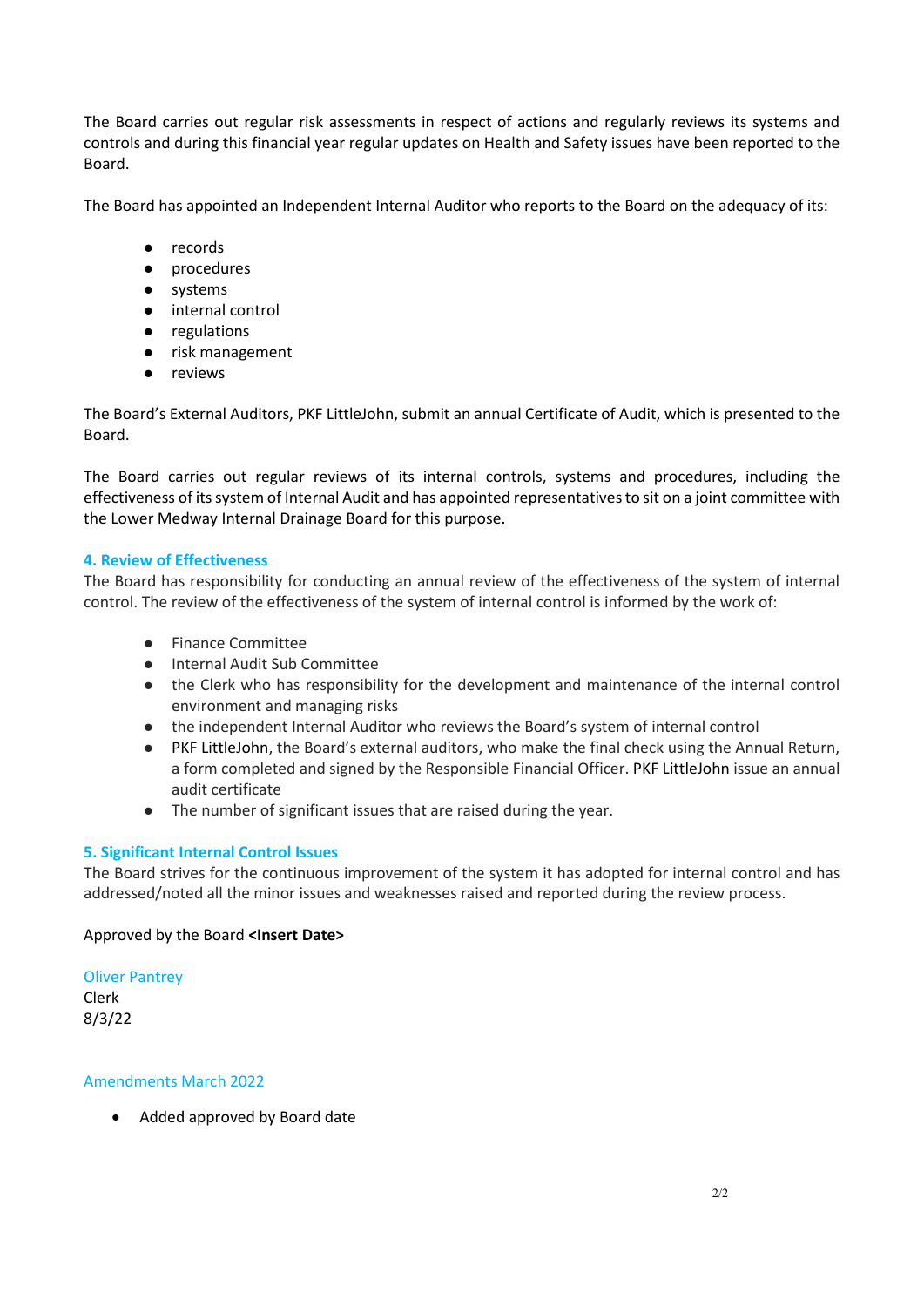The Board carries out regular risk assessments in respect of actions and regularly reviews its systems and controls and during this financial year regular updates on Health and Safety issues have been reported to the Board.

The Board has appointed an Independent Internal Auditor who reports to the Board on the adequacy of its:

- records
- procedures
- systems
- internal control
- regulations
- risk management
- reviews

The Board's External Auditors, PKF LittleJohn, submit an annual Certificate of Audit, which is presented to the Board.

The Board carries out regular reviews of its internal controls, systems and procedures, including the effectiveness of its system of Internal Audit and has appointed representatives to sit on a joint committee with the Lower Medway Internal Drainage Board for this purpose.

## 4. Review of Effectiveness

The Board has responsibility for conducting an annual review of the effectiveness of the system of internal control. The review of the effectiveness of the system of internal control is informed by the work of:

- Finance Committee
- Internal Audit Sub Committee
- the Clerk who has responsibility for the development and maintenance of the internal control environment and managing risks
- the independent Internal Auditor who reviews the Board's system of internal control
- PKF LittleJohn, the Board's external auditors, who make the final check using the Annual Return, a form completed and signed by the Responsible Financial Officer. PKF LittleJohn issue an annual audit certificate
- The number of significant issues that are raised during the year.

## 5. Significant Internal Control Issues

The Board strives for the continuous improvement of the system it has adopted for internal control and has addressed/noted all the minor issues and weaknesses raised and reported during the review process.

Approved by the Board **<Insert Date>**

Oliver Pantrey
Clerk
8/3/22

Amendments March 2022

- Added approved by Board date